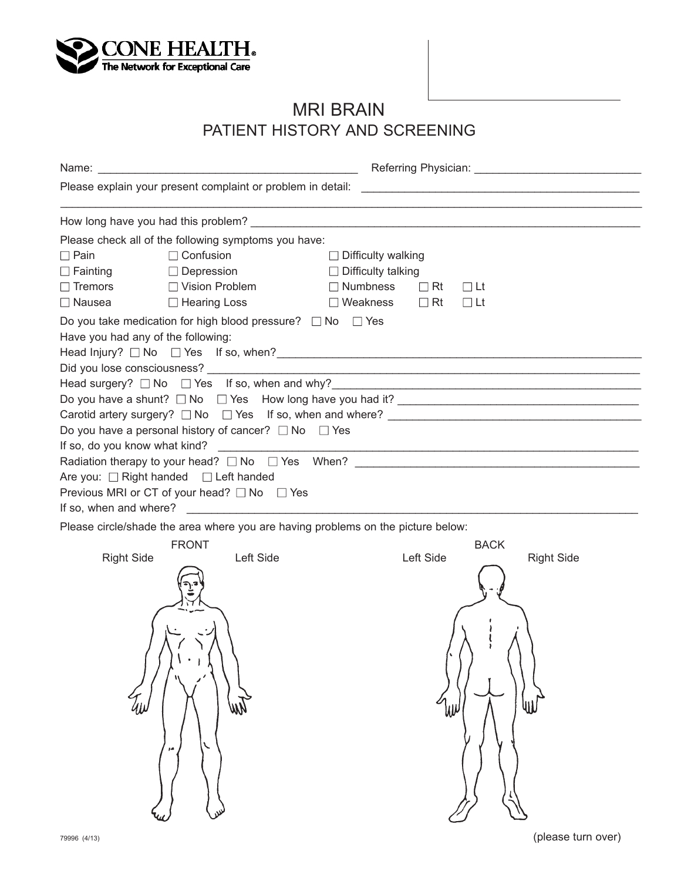CONE HEALTH®
The Network for Exceptional Care

# MRI BRAIN
## PATIENT HISTORY AND SCREENING

Name: ___________________________________ Referring Physician: ______________________

Please explain your present complaint or problem in detail: ______________________________________

_____________________________________________________________________________

How long have you had this problem? _______________________________________________

Please check all of the following symptoms you have:

| | | | | |
|---|---|---|---|---|
| ☐ Pain | ☐ Confusion | ☐ Difficulty walking | | |
| ☐ Fainting | ☐ Depression | ☐ Difficulty talking | | |
| ☐ Tremors | ☐ Vision Problem | ☐ Numbness | ☐ Rt | ☐ Lt |
| ☐ Nausea | ☐ Hearing Loss | ☐ Weakness | ☐ Rt | ☐ Lt |

Do you take medication for high blood pressure? ☐ No ☐ Yes

Have you had any of the following:

Head Injury? ☐ No ☐ Yes If so, when?_______________________________________________

Did you lose consciousness? ______________________________________________________

Head surgery? ☐ No ☐ Yes If so, when and why?______________________________________

Do you have a shunt? ☐ No ☐ Yes How long have you had it? ____________________________

Carotid artery surgery? ☐ No ☐ Yes If so, when and where? _____________________________

Do you have a personal history of cancer? ☐ No ☐ Yes

If so, do you know what kind? ____________________________________________________

Radiation therapy to your head? ☐ No ☐ Yes When? __________________________________

Are you: ☐ Right handed ☐ Left handed

Previous MRI or CT of your head? ☐ No ☐ Yes

If so, when and where? _________________________________________________________

Please circle/shade the area where you are having problems on the picture below:

FRONT — Right Side / Left Side

BACK — Left Side / Right Side

79996 (4/13)

(please turn over)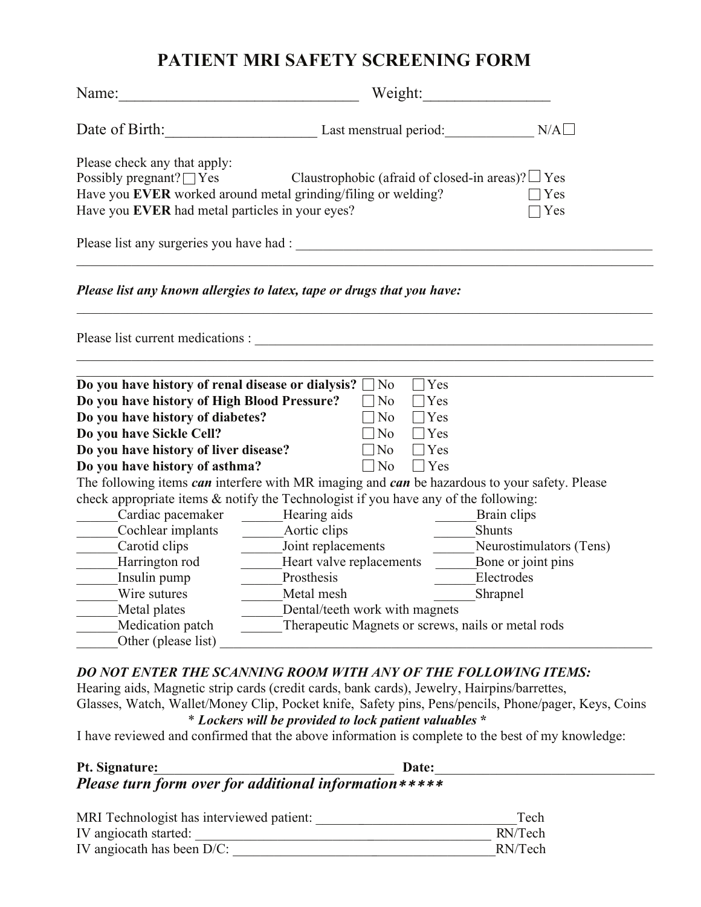# PATIENT MRI SAFETY SCREENING FORM

Name:______________________________ Weight:________________

Date of Birth:____________________ Last menstrual period:_____________ N/A ☐

Please check any that apply:

Possibly pregnant? ☐ Yes Claustrophobic (afraid of closed-in areas)? ☐ Yes

Have you **EVER** worked around metal grinding/filing or welding? ☐ Yes

Have you **EVER** had metal particles in your eyes? ☐ Yes

Please list any surgeries you have had : ________________________________________________

_____________________________________________________________________________

***Please list any known allergies to latex, tape or drugs that you have:***

_____________________________________________________________________________

Please list current medications : ______________________________________________________

_____________________________________________________________________________

_____________________________________________________________________________

| | | |
|---|---|---|
| **Do you have history of renal disease or dialysis?** | ☐ No | ☐ Yes |
| **Do you have history of High Blood Pressure?** | ☐ No | ☐ Yes |
| **Do you have history of diabetes?** | ☐ No | ☐ Yes |
| **Do you have Sickle Cell?** | ☐ No | ☐ Yes |
| **Do you have history of liver disease?** | ☐ No | ☐ Yes |
| **Do you have history of asthma?** | ☐ No | ☐ Yes |

The following items ***can*** interfere with MR imaging and ***can*** be hazardous to your safety. Please check appropriate items & notify the Technologist if you have any of the following:

| | | |
|---|---|---|
| ______Cardiac pacemaker | ______Hearing aids | ______Brain clips |
| ______Cochlear implants | ______Aortic clips | ______Shunts |
| ______Carotid clips | ______Joint replacements | ______Neurostimulators (Tens) |
| ______Harrington rod | ______Heart valve replacements | ______Bone or joint pins |
| ______Insulin pump | ______Prosthesis | ______Electrodes |
| ______Wire sutures | ______Metal mesh | ______Shrapnel |
| ______Metal plates | ______Dental/teeth work with magnets | |
| ______Medication patch | ______Therapeutic Magnets or screws, nails or metal rods | |

______Other (please list) ____________________________________________________________

***DO NOT ENTER THE SCANNING ROOM WITH ANY OF THE FOLLOWING ITEMS:***

Hearing aids, Magnetic strip cards (credit cards, bank cards), Jewelry, Hairpins/barrettes, Glasses, Watch, Wallet/Money Clip, Pocket knife, Safety pins, Pens/pencils, Phone/pager, Keys, Coins

*\* Lockers will be provided to lock patient valuables \**

I have reviewed and confirmed that the above information is complete to the best of my knowledge:

**Pt. Signature:**__________________________________ **Date:**________________________________

***Please turn form over for additional information\*\*\*\*\****

MRI Technologist has interviewed patient: _____________________________Tech

IV angiocath started: ___________________________________________ RN/Tech

IV angiocath has been D/C: ______________________________________RN/Tech